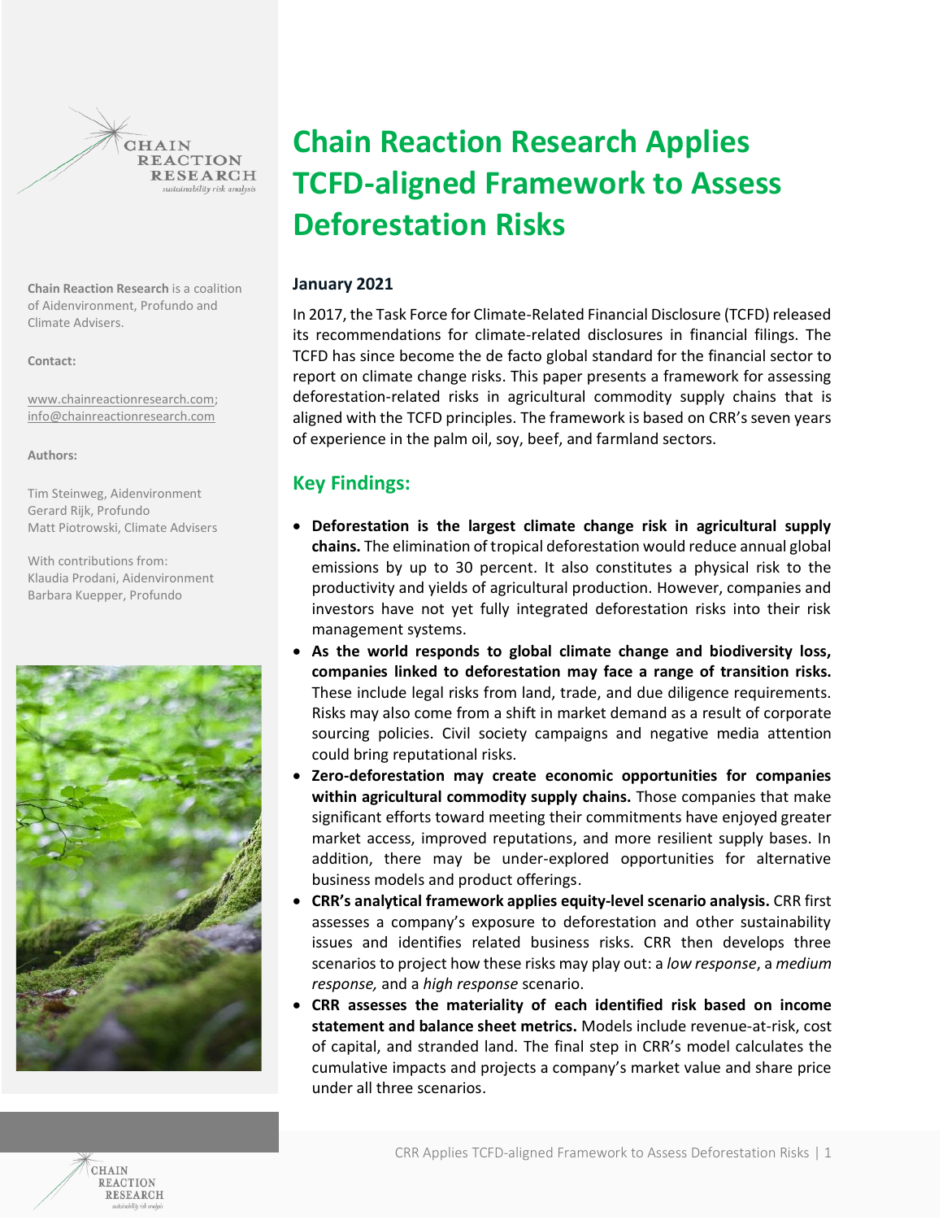# Chain Reaction Research Applies TCFD-aligned Framework to Assess Deforestation Risks

**Chain Reaction Research** is a coalition of Aidenvironment, Profundo and Climate Advisers.

**Contact:**

www.chainreactionresearch.com; info@chainreactionresearch.com

**Authors:**

Tim Steinweg, Aidenvironment
Gerard Rijk, Profundo
Matt Piotrowski, Climate Advisers

With contributions from:
Klaudia Prodani, Aidenvironment
Barbara Kuepper, Profundo

**January 2021**

In 2017, the Task Force for Climate-Related Financial Disclosure (TCFD) released its recommendations for climate-related disclosures in financial filings. The TCFD has since become the de facto global standard for the financial sector to report on climate change risks. This paper presents a framework for assessing deforestation-related risks in agricultural commodity supply chains that is aligned with the TCFD principles. The framework is based on CRR's seven years of experience in the palm oil, soy, beef, and farmland sectors.

## Key Findings:

- **Deforestation is the largest climate change risk in agricultural supply chains.** The elimination of tropical deforestation would reduce annual global emissions by up to 30 percent. It also constitutes a physical risk to the productivity and yields of agricultural production. However, companies and investors have not yet fully integrated deforestation risks into their risk management systems.
- **As the world responds to global climate change and biodiversity loss, companies linked to deforestation may face a range of transition risks.** These include legal risks from land, trade, and due diligence requirements. Risks may also come from a shift in market demand as a result of corporate sourcing policies. Civil society campaigns and negative media attention could bring reputational risks.
- **Zero-deforestation may create economic opportunities for companies within agricultural commodity supply chains.** Those companies that make significant efforts toward meeting their commitments have enjoyed greater market access, improved reputations, and more resilient supply bases. In addition, there may be under-explored opportunities for alternative business models and product offerings.
- **CRR's analytical framework applies equity-level scenario analysis.** CRR first assesses a company's exposure to deforestation and other sustainability issues and identifies related business risks. CRR then develops three scenarios to project how these risks may play out: a *low response*, a *medium response,* and a *high response* scenario.
- **CRR assesses the materiality of each identified risk based on income statement and balance sheet metrics.** Models include revenue-at-risk, cost of capital, and stranded land. The final step in CRR's model calculates the cumulative impacts and projects a company's market value and share price under all three scenarios.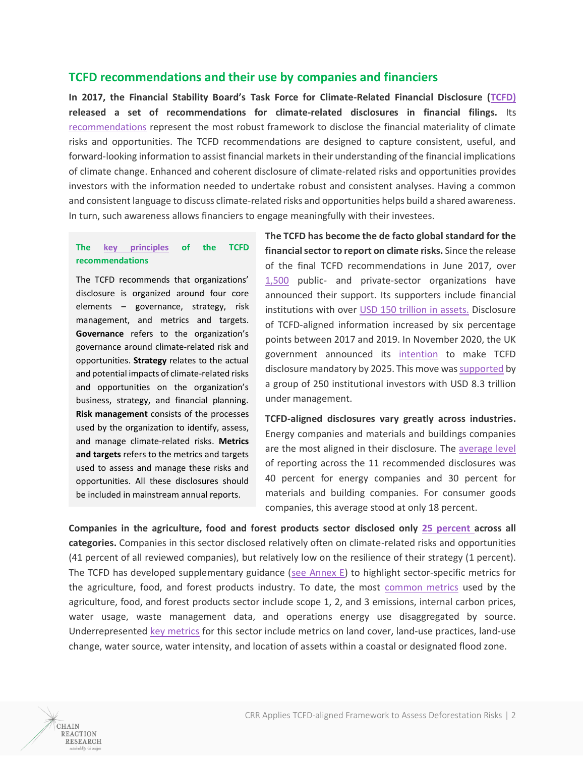## TCFD recommendations and their use by companies and financiers

**In 2017, the Financial Stability Board's Task Force for Climate-Related Financial Disclosure (TCFD) released a set of recommendations for climate-related disclosures in financial filings.** Its recommendations represent the most robust framework to disclose the financial materiality of climate risks and opportunities. The TCFD recommendations are designed to capture consistent, useful, and forward-looking information to assist financial markets in their understanding of the financial implications of climate change. Enhanced and coherent disclosure of climate-related risks and opportunities provides investors with the information needed to undertake robust and consistent analyses. Having a common and consistent language to discuss climate-related risks and opportunities helps build a shared awareness. In turn, such awareness allows financiers to engage meaningfully with their investees.

**The key principles of the TCFD recommendations**

The TCFD recommends that organizations' disclosure is organized around four core elements – governance, strategy, risk management, and metrics and targets. **Governance** refers to the organization's governance around climate-related risk and opportunities. **Strategy** relates to the actual and potential impacts of climate-related risks and opportunities on the organization's business, strategy, and financial planning. **Risk management** consists of the processes used by the organization to identify, assess, and manage climate-related risks. **Metrics and targets** refers to the metrics and targets used to assess and manage these risks and opportunities. All these disclosures should be included in mainstream annual reports.

**The TCFD has become the de facto global standard for the financial sector to report on climate risks.** Since the release of the final TCFD recommendations in June 2017, over 1,500 public- and private-sector organizations have announced their support. Its supporters include financial institutions with over USD 150 trillion in assets. Disclosure of TCFD-aligned information increased by six percentage points between 2017 and 2019. In November 2020, the UK government announced its intention to make TCFD disclosure mandatory by 2025. This move was supported by a group of 250 institutional investors with USD 8.3 trillion under management.

**TCFD-aligned disclosures vary greatly across industries.** Energy companies and materials and buildings companies are the most aligned in their disclosure. The average level of reporting across the 11 recommended disclosures was 40 percent for energy companies and 30 percent for materials and building companies. For consumer goods companies, this average stood at only 18 percent.

**Companies in the agriculture, food and forest products sector disclosed only 25 percent across all categories.** Companies in this sector disclosed relatively often on climate-related risks and opportunities (41 percent of all reviewed companies), but relatively low on the resilience of their strategy (1 percent). The TCFD has developed supplementary guidance (see Annex E) to highlight sector-specific metrics for the agriculture, food, and forest products industry. To date, the most common metrics used by the agriculture, food, and forest products sector include scope 1, 2, and 3 emissions, internal carbon prices, water usage, waste management data, and operations energy use disaggregated by source. Underrepresented key metrics for this sector include metrics on land cover, land-use practices, land-use change, water source, water intensity, and location of assets within a coastal or designated flood zone.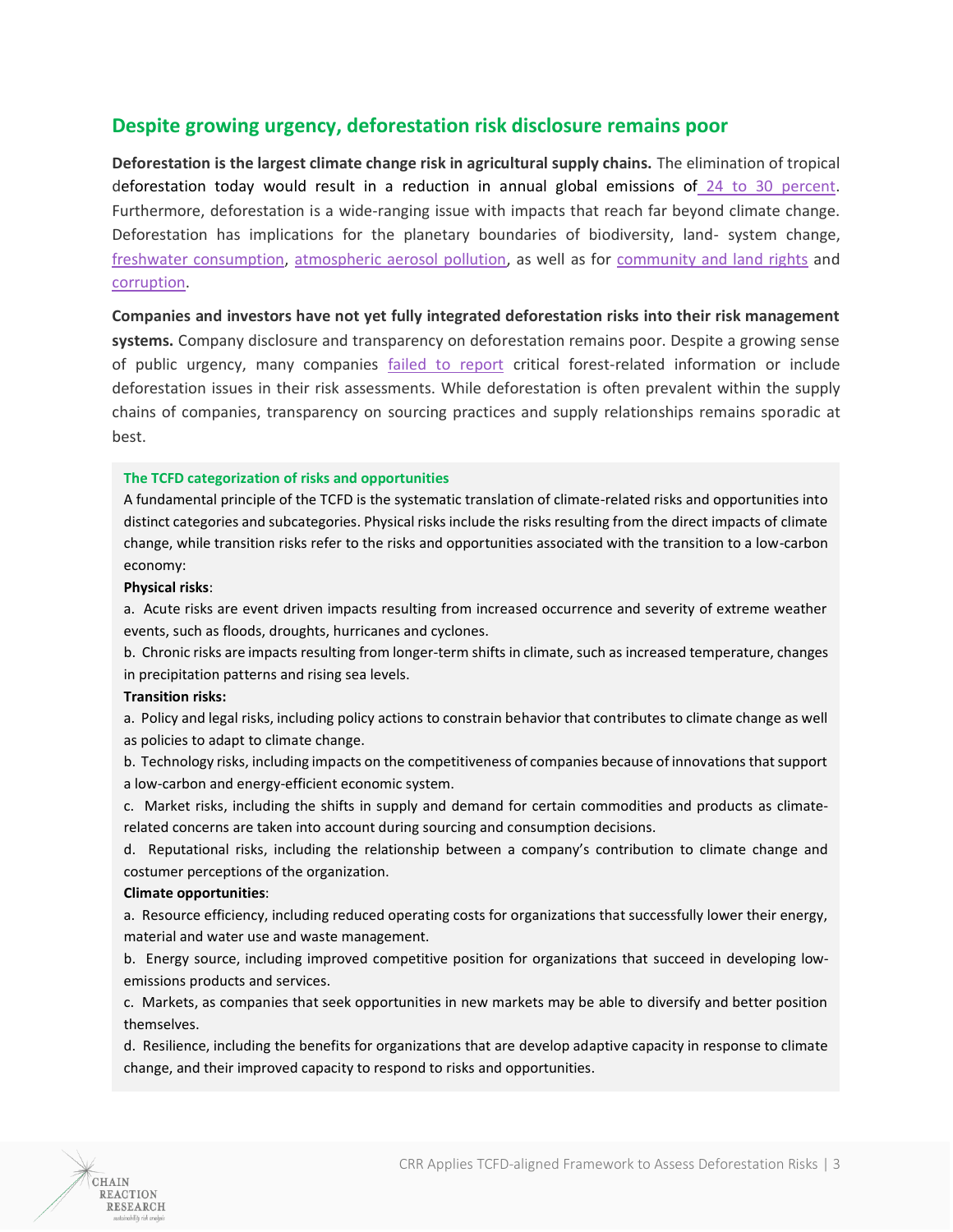## Despite growing urgency, deforestation risk disclosure remains poor

**Deforestation is the largest climate change risk in agricultural supply chains.** The elimination of tropical deforestation today would result in a reduction in annual global emissions of 24 to 30 percent. Furthermore, deforestation is a wide-ranging issue with impacts that reach far beyond climate change. Deforestation has implications for the planetary boundaries of biodiversity, land- system change, freshwater consumption, atmospheric aerosol pollution, as well as for community and land rights and corruption.

**Companies and investors have not yet fully integrated deforestation risks into their risk management systems.** Company disclosure and transparency on deforestation remains poor. Despite a growing sense of public urgency, many companies failed to report critical forest-related information or include deforestation issues in their risk assessments. While deforestation is often prevalent within the supply chains of companies, transparency on sourcing practices and supply relationships remains sporadic at best.

### The TCFD categorization of risks and opportunities

A fundamental principle of the TCFD is the systematic translation of climate-related risks and opportunities into distinct categories and subcategories. Physical risks include the risks resulting from the direct impacts of climate change, while transition risks refer to the risks and opportunities associated with the transition to a low-carbon economy:

**Physical risks**:

a. Acute risks are event driven impacts resulting from increased occurrence and severity of extreme weather events, such as floods, droughts, hurricanes and cyclones.

b. Chronic risks are impacts resulting from longer-term shifts in climate, such as increased temperature, changes in precipitation patterns and rising sea levels.

**Transition risks:**

a. Policy and legal risks, including policy actions to constrain behavior that contributes to climate change as well as policies to adapt to climate change.

b. Technology risks, including impacts on the competitiveness of companies because of innovations that support a low-carbon and energy-efficient economic system.

c. Market risks, including the shifts in supply and demand for certain commodities and products as climate-related concerns are taken into account during sourcing and consumption decisions.

d. Reputational risks, including the relationship between a company's contribution to climate change and costumer perceptions of the organization.

**Climate opportunities**:

a. Resource efficiency, including reduced operating costs for organizations that successfully lower their energy, material and water use and waste management.

b. Energy source, including improved competitive position for organizations that succeed in developing low-emissions products and services.

c. Markets, as companies that seek opportunities in new markets may be able to diversify and better position themselves.

d. Resilience, including the benefits for organizations that are develop adaptive capacity in response to climate change, and their improved capacity to respond to risks and opportunities.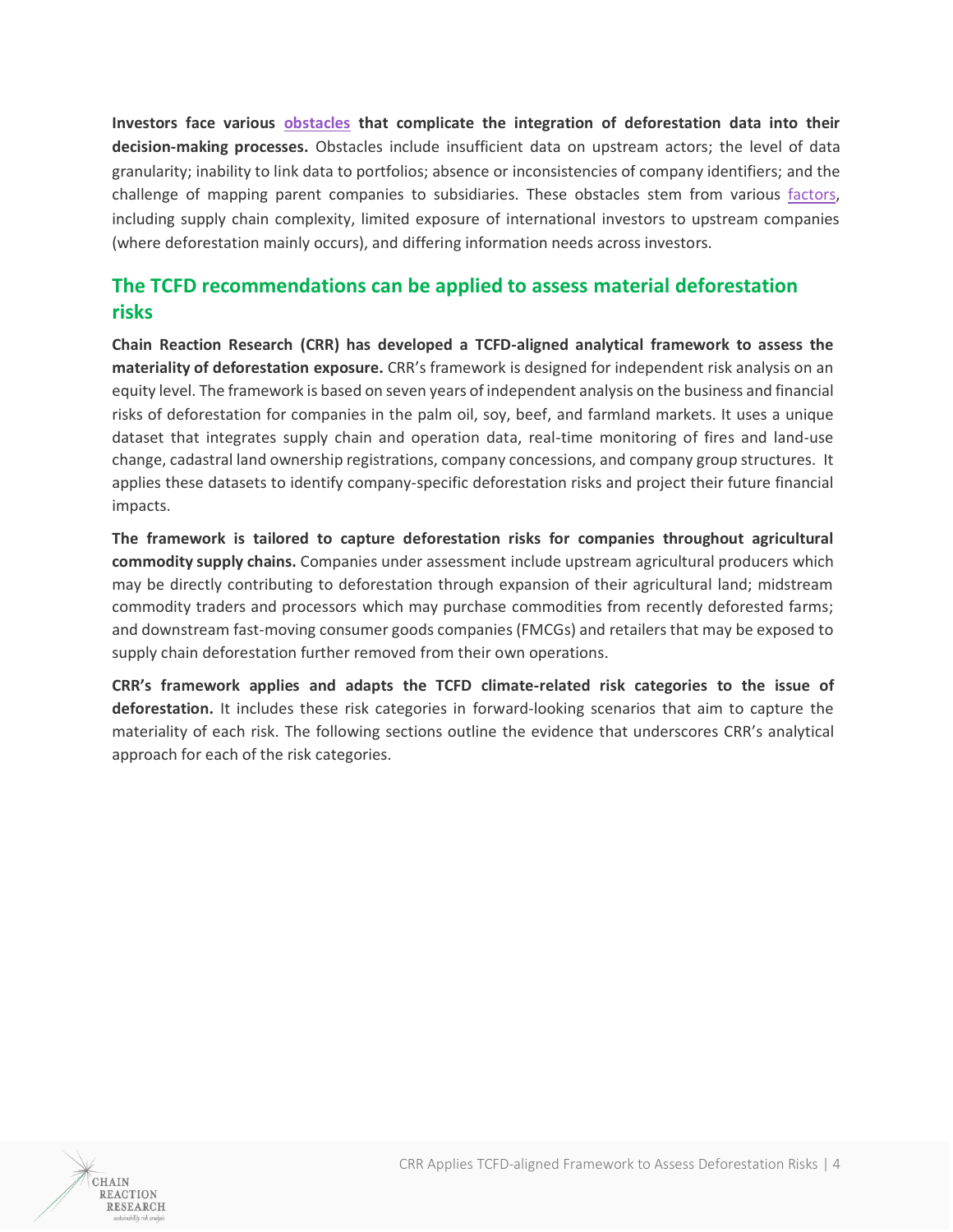**Investors face various obstacles that complicate the integration of deforestation data into their decision-making processes.** Obstacles include insufficient data on upstream actors; the level of data granularity; inability to link data to portfolios; absence or inconsistencies of company identifiers; and the challenge of mapping parent companies to subsidiaries. These obstacles stem from various factors, including supply chain complexity, limited exposure of international investors to upstream companies (where deforestation mainly occurs), and differing information needs across investors.

## The TCFD recommendations can be applied to assess material deforestation risks

**Chain Reaction Research (CRR) has developed a TCFD-aligned analytical framework to assess the materiality of deforestation exposure.** CRR's framework is designed for independent risk analysis on an equity level. The framework is based on seven years of independent analysis on the business and financial risks of deforestation for companies in the palm oil, soy, beef, and farmland markets. It uses a unique dataset that integrates supply chain and operation data, real-time monitoring of fires and land-use change, cadastral land ownership registrations, company concessions, and company group structures. It applies these datasets to identify company-specific deforestation risks and project their future financial impacts.

**The framework is tailored to capture deforestation risks for companies throughout agricultural commodity supply chains.** Companies under assessment include upstream agricultural producers which may be directly contributing to deforestation through expansion of their agricultural land; midstream commodity traders and processors which may purchase commodities from recently deforested farms; and downstream fast-moving consumer goods companies (FMCGs) and retailers that may be exposed to supply chain deforestation further removed from their own operations.

**CRR's framework applies and adapts the TCFD climate-related risk categories to the issue of deforestation.** It includes these risk categories in forward-looking scenarios that aim to capture the materiality of each risk. The following sections outline the evidence that underscores CRR's analytical approach for each of the risk categories.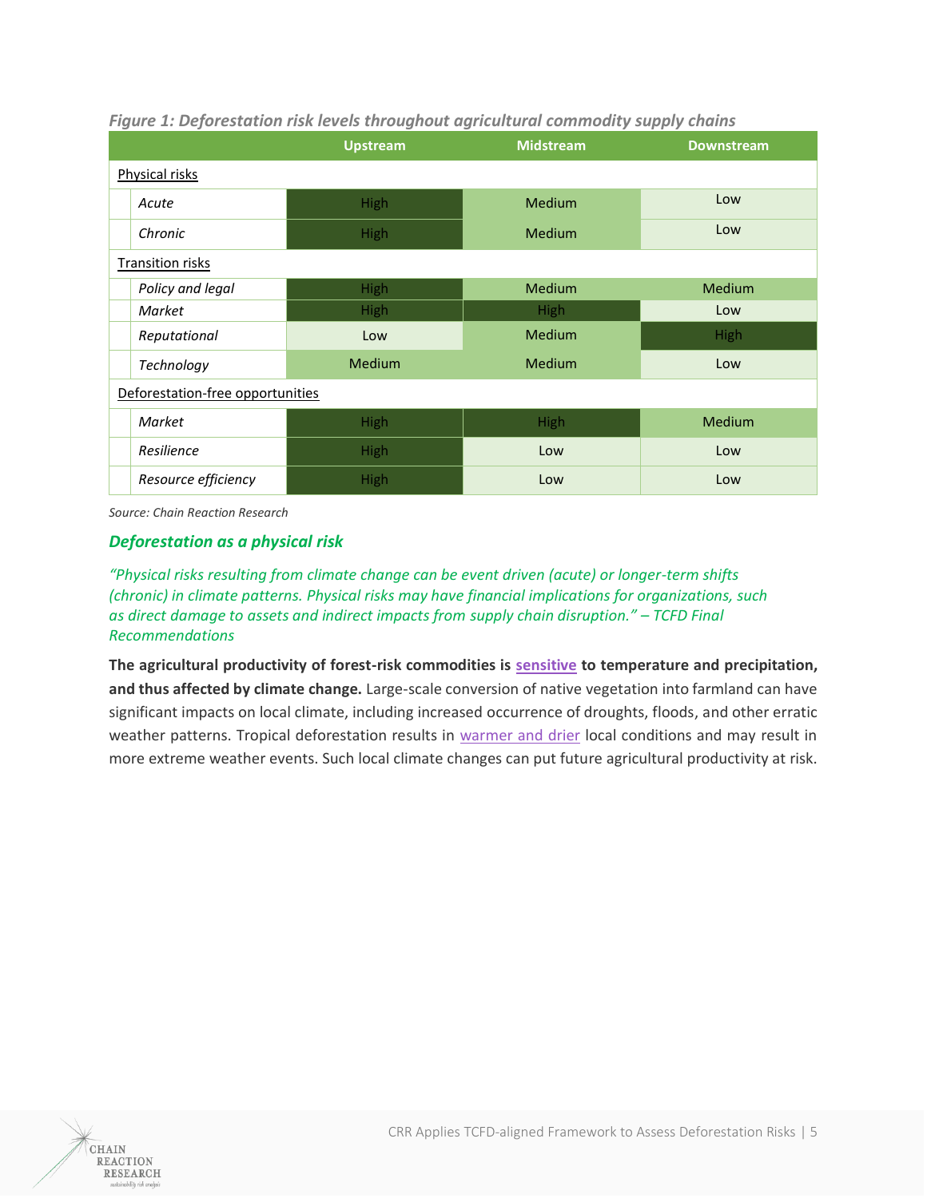*Figure 1: Deforestation risk levels throughout agricultural commodity supply chains*

| | | Upstream | Midstream | Downstream |
|---|---|---|---|---|
| Physical risks | | | | |
| | *Acute* | High | Medium | Low |
| | *Chronic* | High | Medium | Low |
| Transition risks | | | | |
| | *Policy and legal* | High | Medium | Medium |
| | *Market* | High | High | Low |
| | *Reputational* | Low | Medium | High |
| | *Technology* | Medium | Medium | Low |
| Deforestation-free opportunities | | | | |
| | *Market* | High | High | Medium |
| | *Resilience* | High | Low | Low |
| | *Resource efficiency* | High | Low | Low |

*Source: Chain Reaction Research*

### *Deforestation as a physical risk*

*"Physical risks resulting from climate change can be event driven (acute) or longer-term shifts (chronic) in climate patterns. Physical risks may have financial implications for organizations, such as direct damage to assets and indirect impacts from supply chain disruption." – TCFD Final Recommendations*

**The agricultural productivity of forest-risk commodities is sensitive to temperature and precipitation, and thus affected by climate change.** Large-scale conversion of native vegetation into farmland can have significant impacts on local climate, including increased occurrence of droughts, floods, and other erratic weather patterns. Tropical deforestation results in warmer and drier local conditions and may result in more extreme weather events. Such local climate changes can put future agricultural productivity at risk.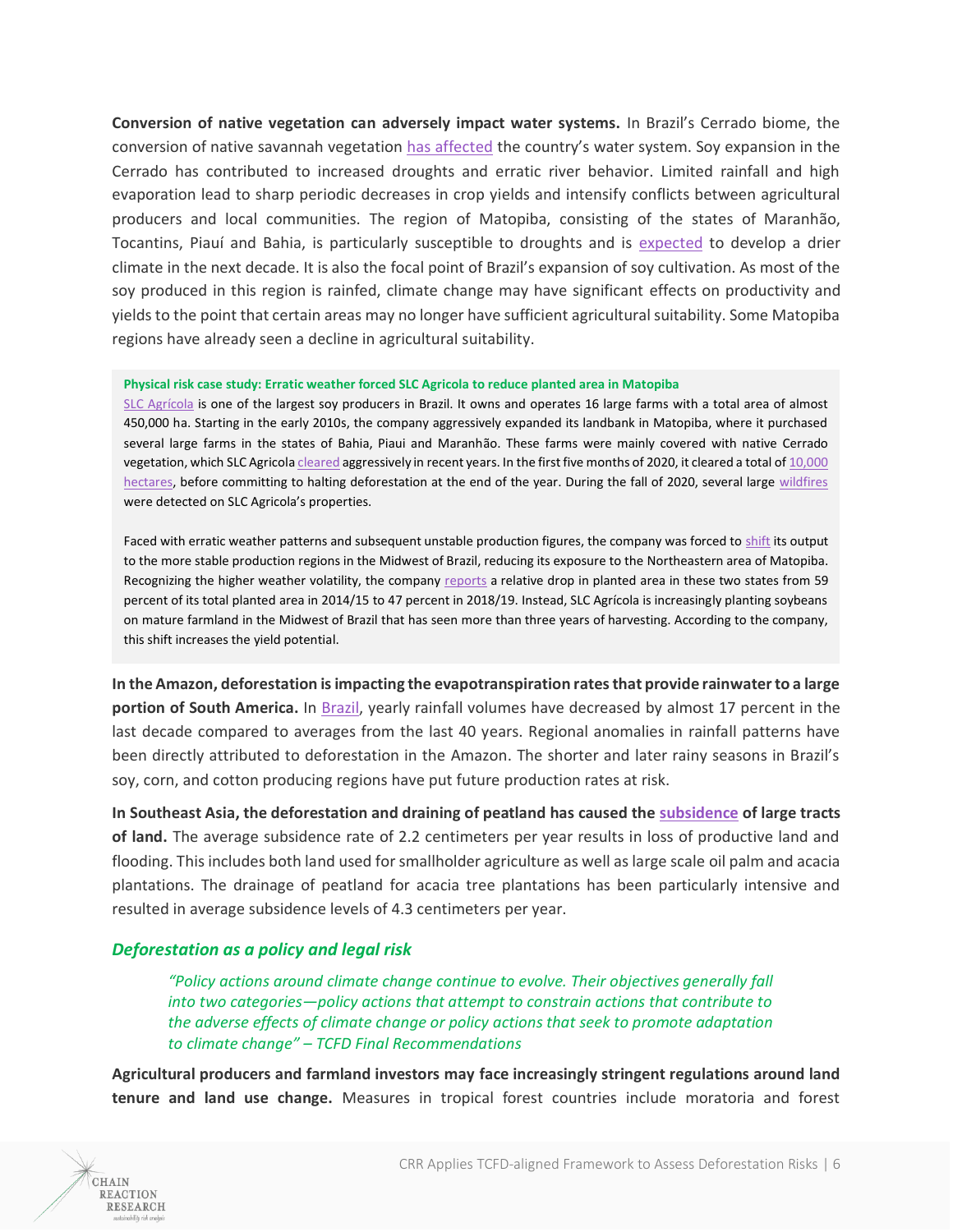**Conversion of native vegetation can adversely impact water systems.** In Brazil's Cerrado biome, the conversion of native savannah vegetation has affected the country's water system. Soy expansion in the Cerrado has contributed to increased droughts and erratic river behavior. Limited rainfall and high evaporation lead to sharp periodic decreases in crop yields and intensify conflicts between agricultural producers and local communities. The region of Matopiba, consisting of the states of Maranhão, Tocantins, Piauí and Bahia, is particularly susceptible to droughts and is expected to develop a drier climate in the next decade. It is also the focal point of Brazil's expansion of soy cultivation. As most of the soy produced in this region is rainfed, climate change may have significant effects on productivity and yields to the point that certain areas may no longer have sufficient agricultural suitability. Some Matopiba regions have already seen a decline in agricultural suitability.

> **Physical risk case study: Erratic weather forced SLC Agricola to reduce planted area in Matopiba**
>
> SLC Agrícola is one of the largest soy producers in Brazil. It owns and operates 16 large farms with a total area of almost 450,000 ha. Starting in the early 2010s, the company aggressively expanded its landbank in Matopiba, where it purchased several large farms in the states of Bahia, Piaui and Maranhão. These farms were mainly covered with native Cerrado vegetation, which SLC Agricola cleared aggressively in recent years. In the first five months of 2020, it cleared a total of 10,000 hectares, before committing to halting deforestation at the end of the year. During the fall of 2020, several large wildfires were detected on SLC Agricola's properties.
>
> Faced with erratic weather patterns and subsequent unstable production figures, the company was forced to shift its output to the more stable production regions in the Midwest of Brazil, reducing its exposure to the Northeastern area of Matopiba. Recognizing the higher weather volatility, the company reports a relative drop in planted area in these two states from 59 percent of its total planted area in 2014/15 to 47 percent in 2018/19. Instead, SLC Agrícola is increasingly planting soybeans on mature farmland in the Midwest of Brazil that has seen more than three years of harvesting. According to the company, this shift increases the yield potential.

**In the Amazon, deforestation is impacting the evapotranspiration rates that provide rainwater to a large portion of South America.** In Brazil, yearly rainfall volumes have decreased by almost 17 percent in the last decade compared to averages from the last 40 years. Regional anomalies in rainfall patterns have been directly attributed to deforestation in the Amazon. The shorter and later rainy seasons in Brazil's soy, corn, and cotton producing regions have put future production rates at risk.

**In Southeast Asia, the deforestation and draining of peatland has caused the subsidence of large tracts of land.** The average subsidence rate of 2.2 centimeters per year results in loss of productive land and flooding. This includes both land used for smallholder agriculture as well as large scale oil palm and acacia plantations. The drainage of peatland for acacia tree plantations has been particularly intensive and resulted in average subsidence levels of 4.3 centimeters per year.

### *Deforestation as a policy and legal risk*

> *"Policy actions around climate change continue to evolve. Their objectives generally fall into two categories—policy actions that attempt to constrain actions that contribute to the adverse effects of climate change or policy actions that seek to promote adaptation to climate change" – TCFD Final Recommendations*

**Agricultural producers and farmland investors may face increasingly stringent regulations around land tenure and land use change.** Measures in tropical forest countries include moratoria and forest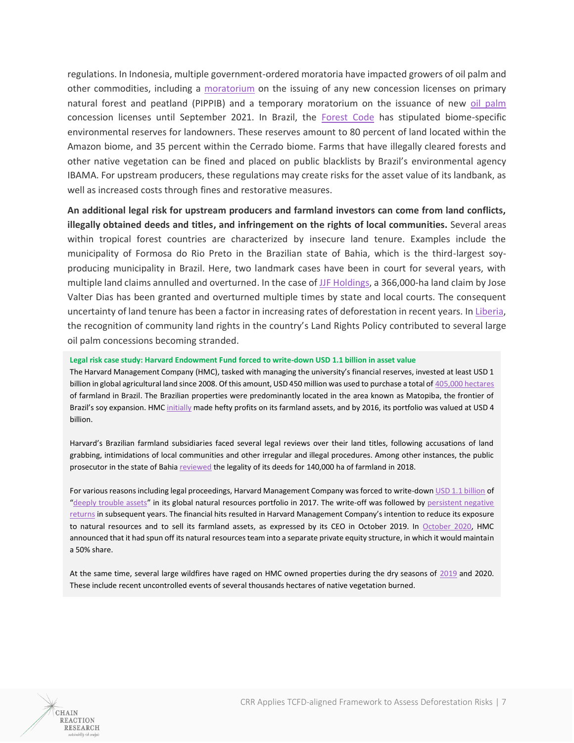regulations. In Indonesia, multiple government-ordered moratoria have impacted growers of oil palm and other commodities, including a moratorium on the issuing of any new concession licenses on primary natural forest and peatland (PIPPIB) and a temporary moratorium on the issuance of new oil palm concession licenses until September 2021. In Brazil, the Forest Code has stipulated biome-specific environmental reserves for landowners. These reserves amount to 80 percent of land located within the Amazon biome, and 35 percent within the Cerrado biome. Farms that have illegally cleared forests and other native vegetation can be fined and placed on public blacklists by Brazil's environmental agency IBAMA. For upstream producers, these regulations may create risks for the asset value of its landbank, as well as increased costs through fines and restorative measures.

**An additional legal risk for upstream producers and farmland investors can come from land conflicts, illegally obtained deeds and titles, and infringement on the rights of local communities.** Several areas within tropical forest countries are characterized by insecure land tenure. Examples include the municipality of Formosa do Rio Preto in the Brazilian state of Bahia, which is the third-largest soy-producing municipality in Brazil. Here, two landmark cases have been in court for several years, with multiple land claims annulled and overturned. In the case of JJF Holdings, a 366,000-ha land claim by Jose Valter Dias has been granted and overturned multiple times by state and local courts. The consequent uncertainty of land tenure has been a factor in increasing rates of deforestation in recent years. In Liberia, the recognition of community land rights in the country's Land Rights Policy contributed to several large oil palm concessions becoming stranded.

**Legal risk case study: Harvard Endowment Fund forced to write-down USD 1.1 billion in asset value**

The Harvard Management Company (HMC), tasked with managing the university's financial reserves, invested at least USD 1 billion in global agricultural land since 2008. Of this amount, USD 450 million was used to purchase a total of 405,000 hectares of farmland in Brazil. The Brazilian properties were predominantly located in the area known as Matopiba, the frontier of Brazil's soy expansion. HMC initially made hefty profits on its farmland assets, and by 2016, its portfolio was valued at USD 4 billion.

Harvard's Brazilian farmland subsidiaries faced several legal reviews over their land titles, following accusations of land grabbing, intimidations of local communities and other irregular and illegal procedures. Among other instances, the public prosecutor in the state of Bahia reviewed the legality of its deeds for 140,000 ha of farmland in 2018.

For various reasons including legal proceedings, Harvard Management Company was forced to write-down USD 1.1 billion of "deeply trouble assets" in its global natural resources portfolio in 2017. The write-off was followed by persistent negative returns in subsequent years. The financial hits resulted in Harvard Management Company's intention to reduce its exposure to natural resources and to sell its farmland assets, as expressed by its CEO in October 2019. In October 2020, HMC announced that it had spun off its natural resources team into a separate private equity structure, in which it would maintain a 50% share.

At the same time, several large wildfires have raged on HMC owned properties during the dry seasons of 2019 and 2020. These include recent uncontrolled events of several thousands hectares of native vegetation burned.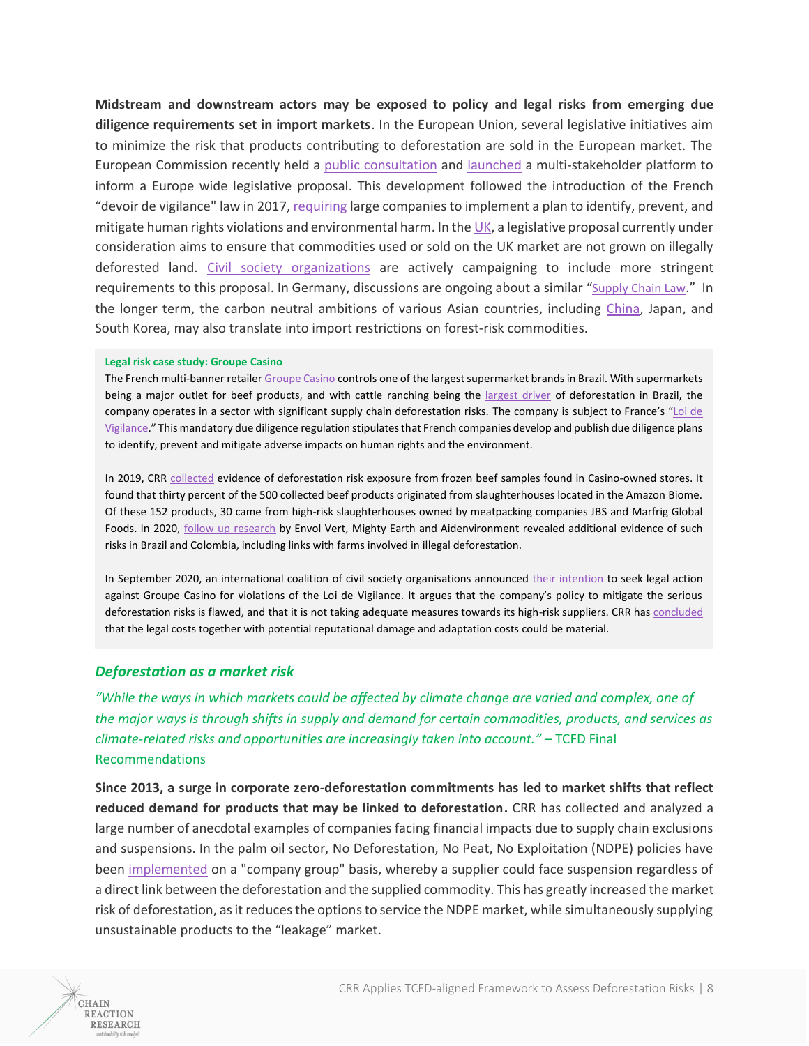**Midstream and downstream actors may be exposed to policy and legal risks from emerging due diligence requirements set in import markets**. In the European Union, several legislative initiatives aim to minimize the risk that products contributing to deforestation are sold in the European market. The European Commission recently held a public consultation and launched a multi-stakeholder platform to inform a Europe wide legislative proposal. This development followed the introduction of the French "devoir de vigilance" law in 2017, requiring large companies to implement a plan to identify, prevent, and mitigate human rights violations and environmental harm. In the UK, a legislative proposal currently under consideration aims to ensure that commodities used or sold on the UK market are not grown on illegally deforested land. Civil society organizations are actively campaigning to include more stringent requirements to this proposal. In Germany, discussions are ongoing about a similar "Supply Chain Law." In the longer term, the carbon neutral ambitions of various Asian countries, including China, Japan, and South Korea, may also translate into import restrictions on forest-risk commodities.

**Legal risk case study: Groupe Casino**

The French multi-banner retailer Groupe Casino controls one of the largest supermarket brands in Brazil. With supermarkets being a major outlet for beef products, and with cattle ranching being the largest driver of deforestation in Brazil, the company operates in a sector with significant supply chain deforestation risks. The company is subject to France's "Loi de Vigilance." This mandatory due diligence regulation stipulates that French companies develop and publish due diligence plans to identify, prevent and mitigate adverse impacts on human rights and the environment.

In 2019, CRR collected evidence of deforestation risk exposure from frozen beef samples found in Casino-owned stores. It found that thirty percent of the 500 collected beef products originated from slaughterhouses located in the Amazon Biome. Of these 152 products, 30 came from high-risk slaughterhouses owned by meatpacking companies JBS and Marfrig Global Foods. In 2020, follow up research by Envol Vert, Mighty Earth and Aidenvironment revealed additional evidence of such risks in Brazil and Colombia, including links with farms involved in illegal deforestation.

In September 2020, an international coalition of civil society organisations announced their intention to seek legal action against Groupe Casino for violations of the Loi de Vigilance. It argues that the company's policy to mitigate the serious deforestation risks is flawed, and that it is not taking adequate measures towards its high-risk suppliers. CRR has concluded that the legal costs together with potential reputational damage and adaptation costs could be material.

### *Deforestation as a market risk*

*"While the ways in which markets could be affected by climate change are varied and complex, one of the major ways is through shifts in supply and demand for certain commodities, products, and services as climate-related risks and opportunities are increasingly taken into account."* – TCFD Final Recommendations

**Since 2013, a surge in corporate zero-deforestation commitments has led to market shifts that reflect reduced demand for products that may be linked to deforestation.** CRR has collected and analyzed a large number of anecdotal examples of companies facing financial impacts due to supply chain exclusions and suspensions. In the palm oil sector, No Deforestation, No Peat, No Exploitation (NDPE) policies have been implemented on a "company group" basis, whereby a supplier could face suspension regardless of a direct link between the deforestation and the supplied commodity. This has greatly increased the market risk of deforestation, as it reduces the options to service the NDPE market, while simultaneously supplying unsustainable products to the "leakage" market.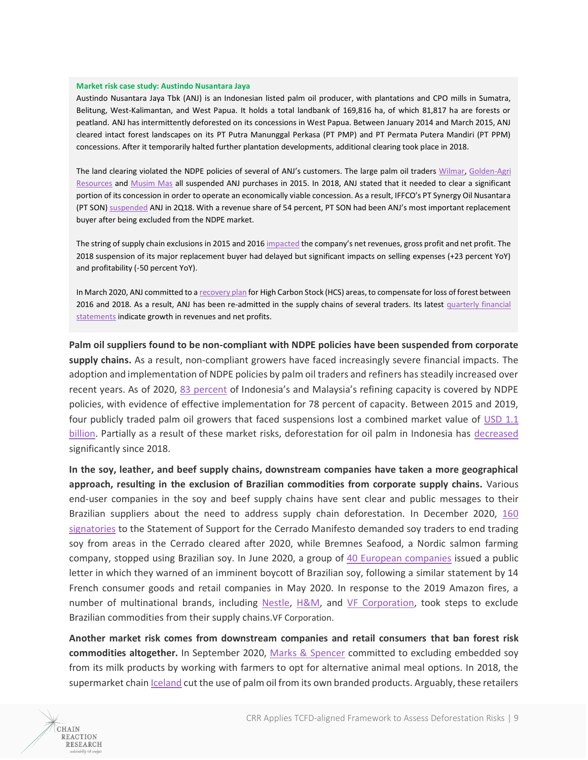**Market risk case study: Austindo Nusantara Jaya**

Austindo Nusantara Jaya Tbk (ANJ) is an Indonesian listed palm oil producer, with plantations and CPO mills in Sumatra, Belitung, West-Kalimantan, and West Papua. It holds a total landbank of 169,816 ha, of which 81,817 ha are forests or peatland. ANJ has intermittently deforested on its concessions in West Papua. Between January 2014 and March 2015, ANJ cleared intact forest landscapes on its PT Putra Manunggal Perkasa (PT PMP) and PT Permata Putera Mandiri (PT PPM) concessions. After it temporarily halted further plantation developments, additional clearing took place in 2018.

The land clearing violated the NDPE policies of several of ANJ's customers. The large palm oil traders Wilmar, Golden-Agri Resources and Musim Mas all suspended ANJ purchases in 2015. In 2018, ANJ stated that it needed to clear a significant portion of its concession in order to operate an economically viable concession. As a result, IFFCO's PT Synergy Oil Nusantara (PT SON) suspended ANJ in 2Q18. With a revenue share of 54 percent, PT SON had been ANJ's most important replacement buyer after being excluded from the NDPE market.

The string of supply chain exclusions in 2015 and 2016 impacted the company's net revenues, gross profit and net profit. The 2018 suspension of its major replacement buyer had delayed but significant impacts on selling expenses (+23 percent YoY) and profitability (-50 percent YoY).

In March 2020, ANJ committed to a recovery plan for High Carbon Stock (HCS) areas, to compensate for loss of forest between 2016 and 2018. As a result, ANJ has been re-admitted in the supply chains of several traders. Its latest quarterly financial statements indicate growth in revenues and net profits.

**Palm oil suppliers found to be non-compliant with NDPE policies have been suspended from corporate supply chains.** As a result, non-compliant growers have faced increasingly severe financial impacts. The adoption and implementation of NDPE policies by palm oil traders and refiners has steadily increased over recent years. As of 2020, 83 percent of Indonesia's and Malaysia's refining capacity is covered by NDPE policies, with evidence of effective implementation for 78 percent of capacity. Between 2015 and 2019, four publicly traded palm oil growers that faced suspensions lost a combined market value of USD 1.1 billion. Partially as a result of these market risks, deforestation for oil palm in Indonesia has decreased significantly since 2018.

**In the soy, leather, and beef supply chains, downstream companies have taken a more geographical approach, resulting in the exclusion of Brazilian commodities from corporate supply chains.** Various end-user companies in the soy and beef supply chains have sent clear and public messages to their Brazilian suppliers about the need to address supply chain deforestation. In December 2020, 160 signatories to the Statement of Support for the Cerrado Manifesto demanded soy traders to end trading soy from areas in the Cerrado cleared after 2020, while Bremnes Seafood, a Nordic salmon farming company, stopped using Brazilian soy. In June 2020, a group of 40 European companies issued a public letter in which they warned of an imminent boycott of Brazilian soy, following a similar statement by 14 French consumer goods and retail companies in May 2020. In response to the 2019 Amazon fires, a number of multinational brands, including Nestle, H&M, and VF Corporation, took steps to exclude Brazilian commodities from their supply chains.VF Corporation.

**Another market risk comes from downstream companies and retail consumers that ban forest risk commodities altogether.** In September 2020, Marks & Spencer committed to excluding embedded soy from its milk products by working with farmers to opt for alternative animal meal options. In 2018, the supermarket chain Iceland cut the use of palm oil from its own branded products. Arguably, these retailers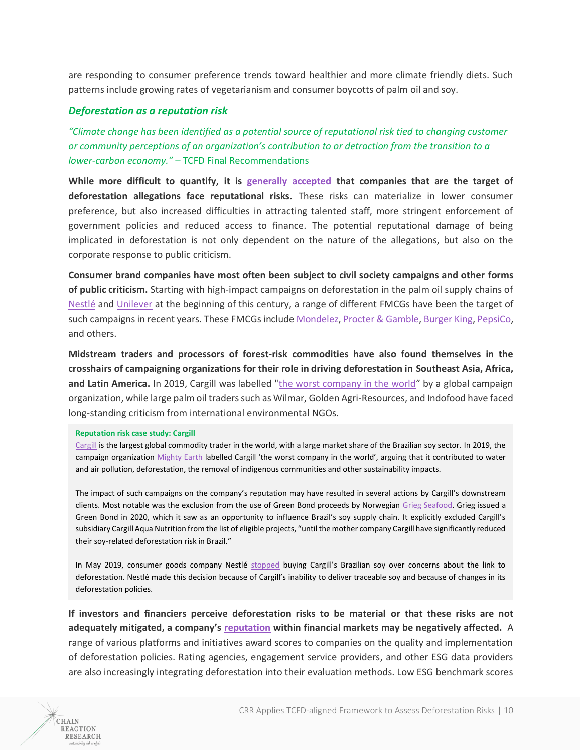are responding to consumer preference trends toward healthier and more climate friendly diets. Such patterns include growing rates of vegetarianism and consumer boycotts of palm oil and soy.

### *Deforestation as a reputation risk*

*"Climate change has been identified as a potential source of reputational risk tied to changing customer or community perceptions of an organization's contribution to or detraction from the transition to a lower-carbon economy."* – TCFD Final Recommendations

**While more difficult to quantify, it is generally accepted that companies that are the target of deforestation allegations face reputational risks.** These risks can materialize in lower consumer preference, but also increased difficulties in attracting talented staff, more stringent enforcement of government policies and reduced access to finance. The potential reputational damage of being implicated in deforestation is not only dependent on the nature of the allegations, but also on the corporate response to public criticism.

**Consumer brand companies have most often been subject to civil society campaigns and other forms of public criticism.** Starting with high-impact campaigns on deforestation in the palm oil supply chains of Nestlé and Unilever at the beginning of this century, a range of different FMCGs have been the target of such campaigns in recent years. These FMCGs include Mondelez, Procter & Gamble, Burger King, PepsiCo, and others.

**Midstream traders and processors of forest-risk commodities have also found themselves in the crosshairs of campaigning organizations for their role in driving deforestation in Southeast Asia, Africa, and Latin America.** In 2019, Cargill was labelled "the worst company in the world" by a global campaign organization, while large palm oil traders such as Wilmar, Golden Agri-Resources, and Indofood have faced long-standing criticism from international environmental NGOs.

> **Reputation risk case study: Cargill**
>
> Cargill is the largest global commodity trader in the world, with a large market share of the Brazilian soy sector. In 2019, the campaign organization Mighty Earth labelled Cargill 'the worst company in the world', arguing that it contributed to water and air pollution, deforestation, the removal of indigenous communities and other sustainability impacts.
>
> The impact of such campaigns on the company's reputation may have resulted in several actions by Cargill's downstream clients. Most notable was the exclusion from the use of Green Bond proceeds by Norwegian Grieg Seafood. Grieg issued a Green Bond in 2020, which it saw as an opportunity to influence Brazil's soy supply chain. It explicitly excluded Cargill's subsidiary Cargill Aqua Nutrition from the list of eligible projects, "until the mother company Cargill have significantly reduced their soy-related deforestation risk in Brazil."
>
> In May 2019, consumer goods company Nestlé stopped buying Cargill's Brazilian soy over concerns about the link to deforestation. Nestlé made this decision because of Cargill's inability to deliver traceable soy and because of changes in its deforestation policies.

**If investors and financiers perceive deforestation risks to be material or that these risks are not adequately mitigated, a company's reputation within financial markets may be negatively affected.** A range of various platforms and initiatives award scores to companies on the quality and implementation of deforestation policies. Rating agencies, engagement service providers, and other ESG data providers are also increasingly integrating deforestation into their evaluation methods. Low ESG benchmark scores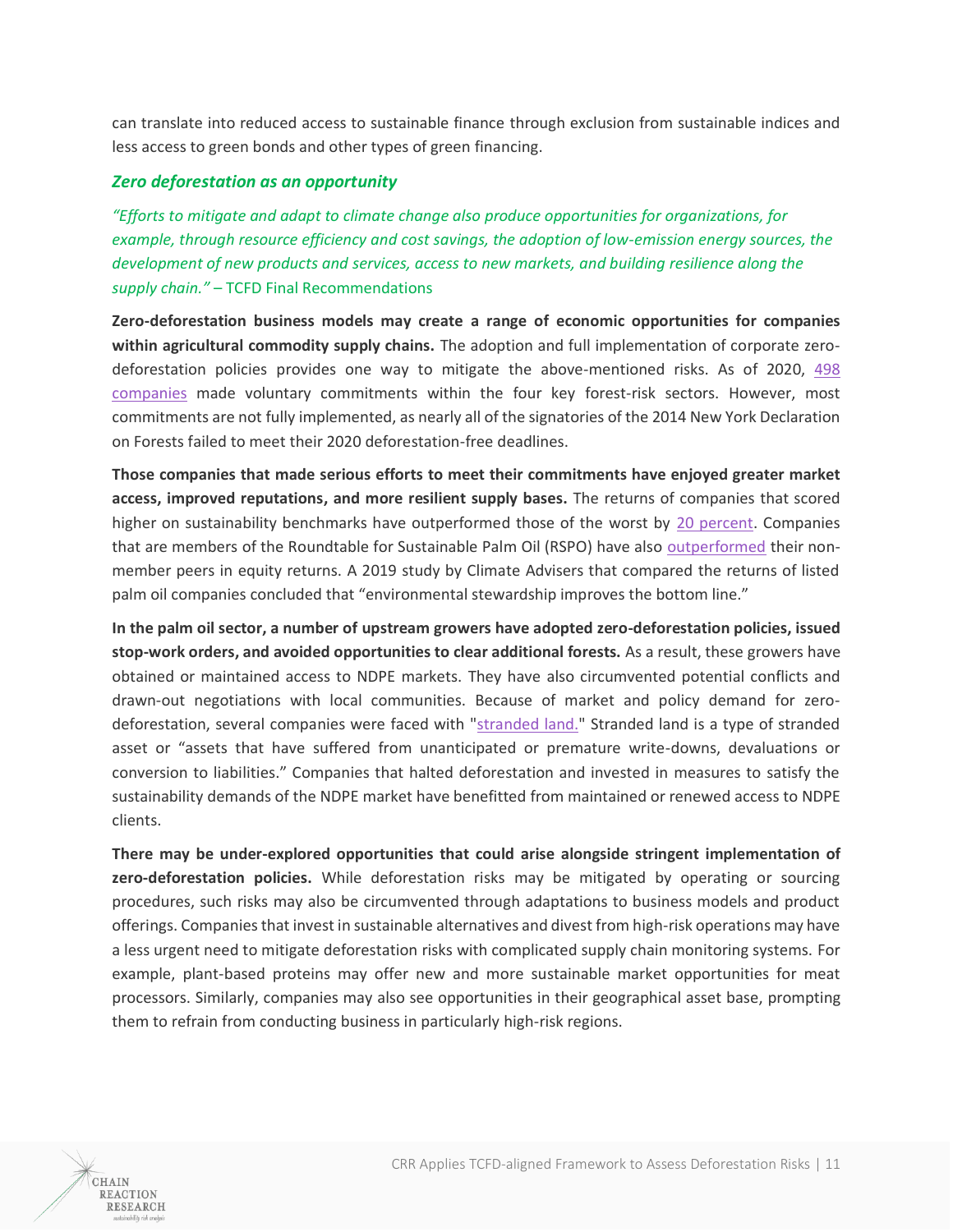can translate into reduced access to sustainable finance through exclusion from sustainable indices and less access to green bonds and other types of green financing.

### *Zero deforestation as an opportunity*

*"Efforts to mitigate and adapt to climate change also produce opportunities for organizations, for example, through resource efficiency and cost savings, the adoption of low-emission energy sources, the development of new products and services, access to new markets, and building resilience along the supply chain."* – TCFD Final Recommendations

**Zero-deforestation business models may create a range of economic opportunities for companies within agricultural commodity supply chains.** The adoption and full implementation of corporate zero-deforestation policies provides one way to mitigate the above-mentioned risks. As of 2020, 498 companies made voluntary commitments within the four key forest-risk sectors. However, most commitments are not fully implemented, as nearly all of the signatories of the 2014 New York Declaration on Forests failed to meet their 2020 deforestation-free deadlines.

**Those companies that made serious efforts to meet their commitments have enjoyed greater market access, improved reputations, and more resilient supply bases.** The returns of companies that scored higher on sustainability benchmarks have outperformed those of the worst by 20 percent. Companies that are members of the Roundtable for Sustainable Palm Oil (RSPO) have also outperformed their non-member peers in equity returns. A 2019 study by Climate Advisers that compared the returns of listed palm oil companies concluded that "environmental stewardship improves the bottom line."

**In the palm oil sector, a number of upstream growers have adopted zero-deforestation policies, issued stop-work orders, and avoided opportunities to clear additional forests.** As a result, these growers have obtained or maintained access to NDPE markets. They have also circumvented potential conflicts and drawn-out negotiations with local communities. Because of market and policy demand for zero-deforestation, several companies were faced with "stranded land." Stranded land is a type of stranded asset or "assets that have suffered from unanticipated or premature write-downs, devaluations or conversion to liabilities." Companies that halted deforestation and invested in measures to satisfy the sustainability demands of the NDPE market have benefitted from maintained or renewed access to NDPE clients.

**There may be under-explored opportunities that could arise alongside stringent implementation of zero-deforestation policies.** While deforestation risks may be mitigated by operating or sourcing procedures, such risks may also be circumvented through adaptations to business models and product offerings. Companies that invest in sustainable alternatives and divest from high-risk operations may have a less urgent need to mitigate deforestation risks with complicated supply chain monitoring systems. For example, plant-based proteins may offer new and more sustainable market opportunities for meat processors. Similarly, companies may also see opportunities in their geographical asset base, prompting them to refrain from conducting business in particularly high-risk regions.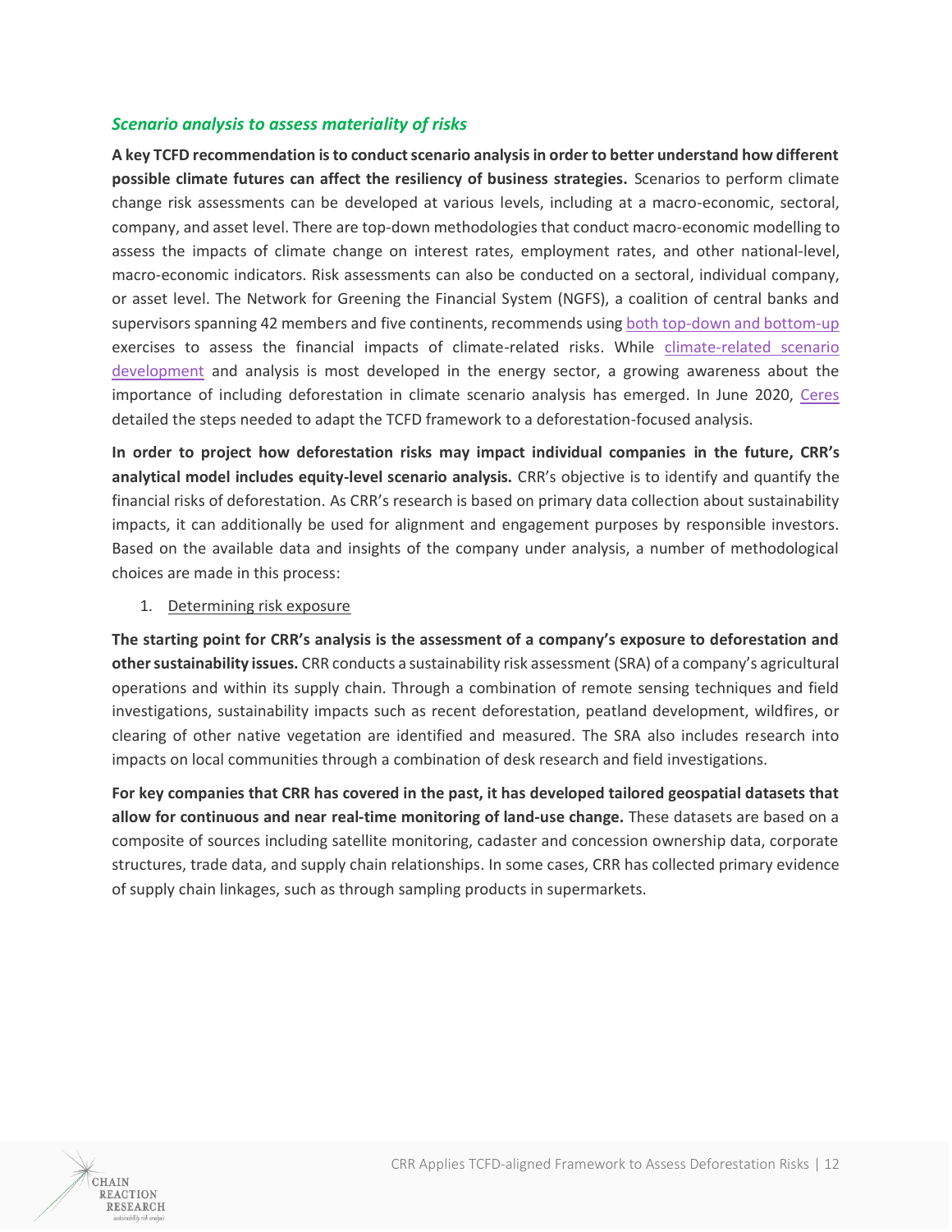### *Scenario analysis to assess materiality of risks*

**A key TCFD recommendation is to conduct scenario analysis in order to better understand how different possible climate futures can affect the resiliency of business strategies.** Scenarios to perform climate change risk assessments can be developed at various levels, including at a macro-economic, sectoral, company, and asset level. There are top-down methodologies that conduct macro-economic modelling to assess the impacts of climate change on interest rates, employment rates, and other national-level, macro-economic indicators. Risk assessments can also be conducted on a sectoral, individual company, or asset level. The Network for Greening the Financial System (NGFS), a coalition of central banks and supervisors spanning 42 members and five continents, recommends using both top-down and bottom-up exercises to assess the financial impacts of climate-related risks. While climate-related scenario development and analysis is most developed in the energy sector, a growing awareness about the importance of including deforestation in climate scenario analysis has emerged. In June 2020, Ceres detailed the steps needed to adapt the TCFD framework to a deforestation-focused analysis.

**In order to project how deforestation risks may impact individual companies in the future, CRR's analytical model includes equity-level scenario analysis.** CRR's objective is to identify and quantify the financial risks of deforestation. As CRR's research is based on primary data collection about sustainability impacts, it can additionally be used for alignment and engagement purposes by responsible investors. Based on the available data and insights of the company under analysis, a number of methodological choices are made in this process:

1. Determining risk exposure

**The starting point for CRR's analysis is the assessment of a company's exposure to deforestation and other sustainability issues.** CRR conducts a sustainability risk assessment (SRA) of a company's agricultural operations and within its supply chain. Through a combination of remote sensing techniques and field investigations, sustainability impacts such as recent deforestation, peatland development, wildfires, or clearing of other native vegetation are identified and measured. The SRA also includes research into impacts on local communities through a combination of desk research and field investigations.

**For key companies that CRR has covered in the past, it has developed tailored geospatial datasets that allow for continuous and near real-time monitoring of land-use change.** These datasets are based on a composite of sources including satellite monitoring, cadaster and concession ownership data, corporate structures, trade data, and supply chain relationships. In some cases, CRR has collected primary evidence of supply chain linkages, such as through sampling products in supermarkets.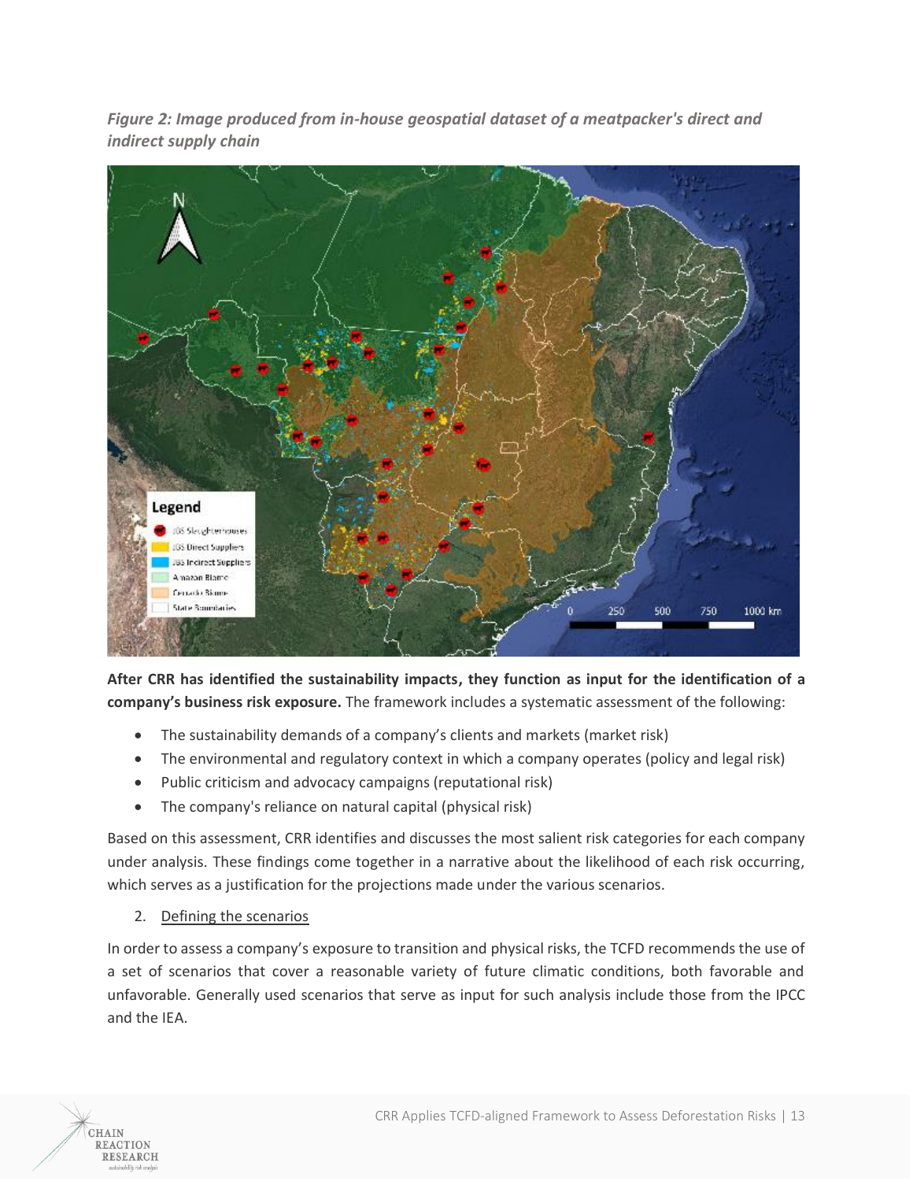*Figure 2: Image produced from in-house geospatial dataset of a meatpacker's direct and indirect supply chain*

**After CRR has identified the sustainability impacts, they function as input for the identification of a company's business risk exposure.** The framework includes a systematic assessment of the following:

- The sustainability demands of a company's clients and markets (market risk)
- The environmental and regulatory context in which a company operates (policy and legal risk)
- Public criticism and advocacy campaigns (reputational risk)
- The company's reliance on natural capital (physical risk)

Based on this assessment, CRR identifies and discusses the most salient risk categories for each company under analysis. These findings come together in a narrative about the likelihood of each risk occurring, which serves as a justification for the projections made under the various scenarios.

2. Defining the scenarios

In order to assess a company's exposure to transition and physical risks, the TCFD recommends the use of a set of scenarios that cover a reasonable variety of future climatic conditions, both favorable and unfavorable. Generally used scenarios that serve as input for such analysis include those from the IPCC and the IEA.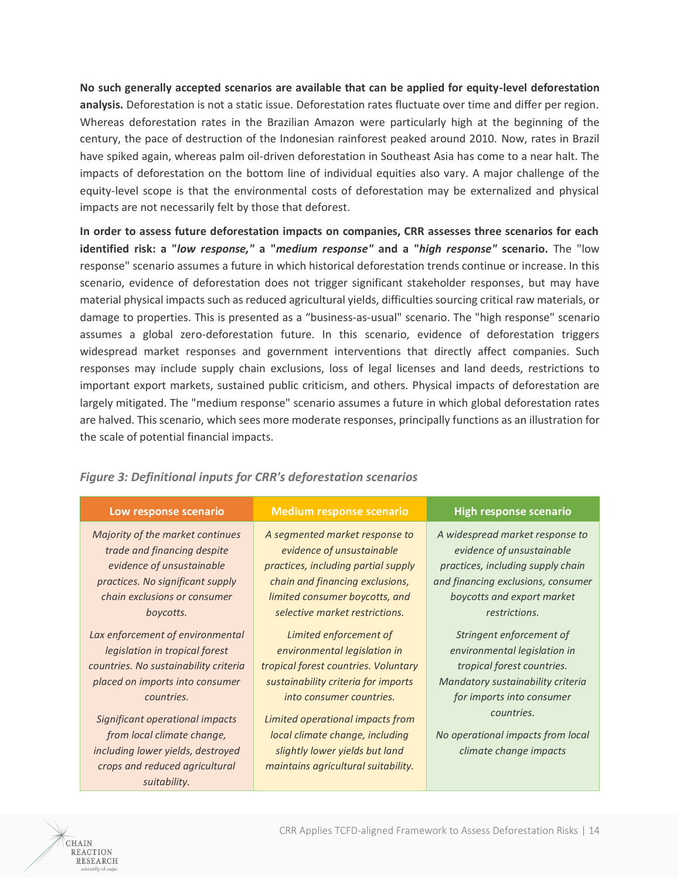**No such generally accepted scenarios are available that can be applied for equity-level deforestation analysis.** Deforestation is not a static issue. Deforestation rates fluctuate over time and differ per region. Whereas deforestation rates in the Brazilian Amazon were particularly high at the beginning of the century, the pace of destruction of the Indonesian rainforest peaked around 2010. Now, rates in Brazil have spiked again, whereas palm oil-driven deforestation in Southeast Asia has come to a near halt. The impacts of deforestation on the bottom line of individual equities also vary. A major challenge of the equity-level scope is that the environmental costs of deforestation may be externalized and physical impacts are not necessarily felt by those that deforest.

**In order to assess future deforestation impacts on companies, CRR assesses three scenarios for each identified risk: a "*low response,*" a "*medium response*" and a "*high response*" scenario.** The "low response" scenario assumes a future in which historical deforestation trends continue or increase. In this scenario, evidence of deforestation does not trigger significant stakeholder responses, but may have material physical impacts such as reduced agricultural yields, difficulties sourcing critical raw materials, or damage to properties. This is presented as a "business-as-usual" scenario. The "high response" scenario assumes a global zero-deforestation future. In this scenario, evidence of deforestation triggers widespread market responses and government interventions that directly affect companies. Such responses may include supply chain exclusions, loss of legal licenses and land deeds, restrictions to important export markets, sustained public criticism, and others. Physical impacts of deforestation are largely mitigated. The "medium response" scenario assumes a future in which global deforestation rates are halved. This scenario, which sees more moderate responses, principally functions as an illustration for the scale of potential financial impacts.

***Figure 3: Definitional inputs for CRR's deforestation scenarios***

| Low response scenario | Medium response scenario | High response scenario |
|---|---|---|
| *Majority of the market continues trade and financing despite evidence of unsustainable practices. No significant supply chain exclusions or consumer boycotts.* | *A segmented market response to evidence of unsustainable practices, including partial supply chain and financing exclusions, limited consumer boycotts, and selective market restrictions.* | *A widespread market response to evidence of unsustainable practices, including supply chain and financing exclusions, consumer boycotts and export market restrictions.* |
| *Lax enforcement of environmental legislation in tropical forest countries. No sustainability criteria placed on imports into consumer countries.* | *Limited enforcement of environmental legislation in tropical forest countries. Voluntary sustainability criteria for imports into consumer countries.* | *Stringent enforcement of environmental legislation in tropical forest countries. Mandatory sustainability criteria for imports into consumer countries.* |
| *Significant operational impacts from local climate change, including lower yields, destroyed crops and reduced agricultural suitability.* | *Limited operational impacts from local climate change, including slightly lower yields but land maintains agricultural suitability.* | *No operational impacts from local climate change impacts* |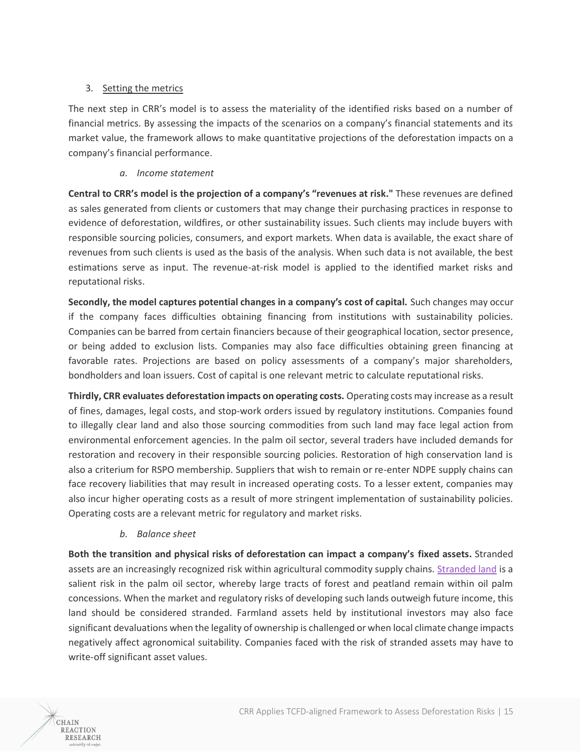### 3. Setting the metrics

The next step in CRR's model is to assess the materiality of the identified risks based on a number of financial metrics. By assessing the impacts of the scenarios on a company's financial statements and its market value, the framework allows to make quantitative projections of the deforestation impacts on a company's financial performance.

#### *a. Income statement*

**Central to CRR's model is the projection of a company's "revenues at risk."** These revenues are defined as sales generated from clients or customers that may change their purchasing practices in response to evidence of deforestation, wildfires, or other sustainability issues. Such clients may include buyers with responsible sourcing policies, consumers, and export markets. When data is available, the exact share of revenues from such clients is used as the basis of the analysis. When such data is not available, the best estimations serve as input. The revenue-at-risk model is applied to the identified market risks and reputational risks.

**Secondly, the model captures potential changes in a company's cost of capital.** Such changes may occur if the company faces difficulties obtaining financing from institutions with sustainability policies. Companies can be barred from certain financiers because of their geographical location, sector presence, or being added to exclusion lists. Companies may also face difficulties obtaining green financing at favorable rates. Projections are based on policy assessments of a company's major shareholders, bondholders and loan issuers. Cost of capital is one relevant metric to calculate reputational risks.

**Thirdly, CRR evaluates deforestation impacts on operating costs.** Operating costs may increase as a result of fines, damages, legal costs, and stop-work orders issued by regulatory institutions. Companies found to illegally clear land and also those sourcing commodities from such land may face legal action from environmental enforcement agencies. In the palm oil sector, several traders have included demands for restoration and recovery in their responsible sourcing policies. Restoration of high conservation land is also a criterium for RSPO membership. Suppliers that wish to remain or re-enter NDPE supply chains can face recovery liabilities that may result in increased operating costs. To a lesser extent, companies may also incur higher operating costs as a result of more stringent implementation of sustainability policies. Operating costs are a relevant metric for regulatory and market risks.

#### *b. Balance sheet*

**Both the transition and physical risks of deforestation can impact a company's fixed assets.** Stranded assets are an increasingly recognized risk within agricultural commodity supply chains. Stranded land is a salient risk in the palm oil sector, whereby large tracts of forest and peatland remain within oil palm concessions. When the market and regulatory risks of developing such lands outweigh future income, this land should be considered stranded. Farmland assets held by institutional investors may also face significant devaluations when the legality of ownership is challenged or when local climate change impacts negatively affect agronomical suitability. Companies faced with the risk of stranded assets may have to write-off significant asset values.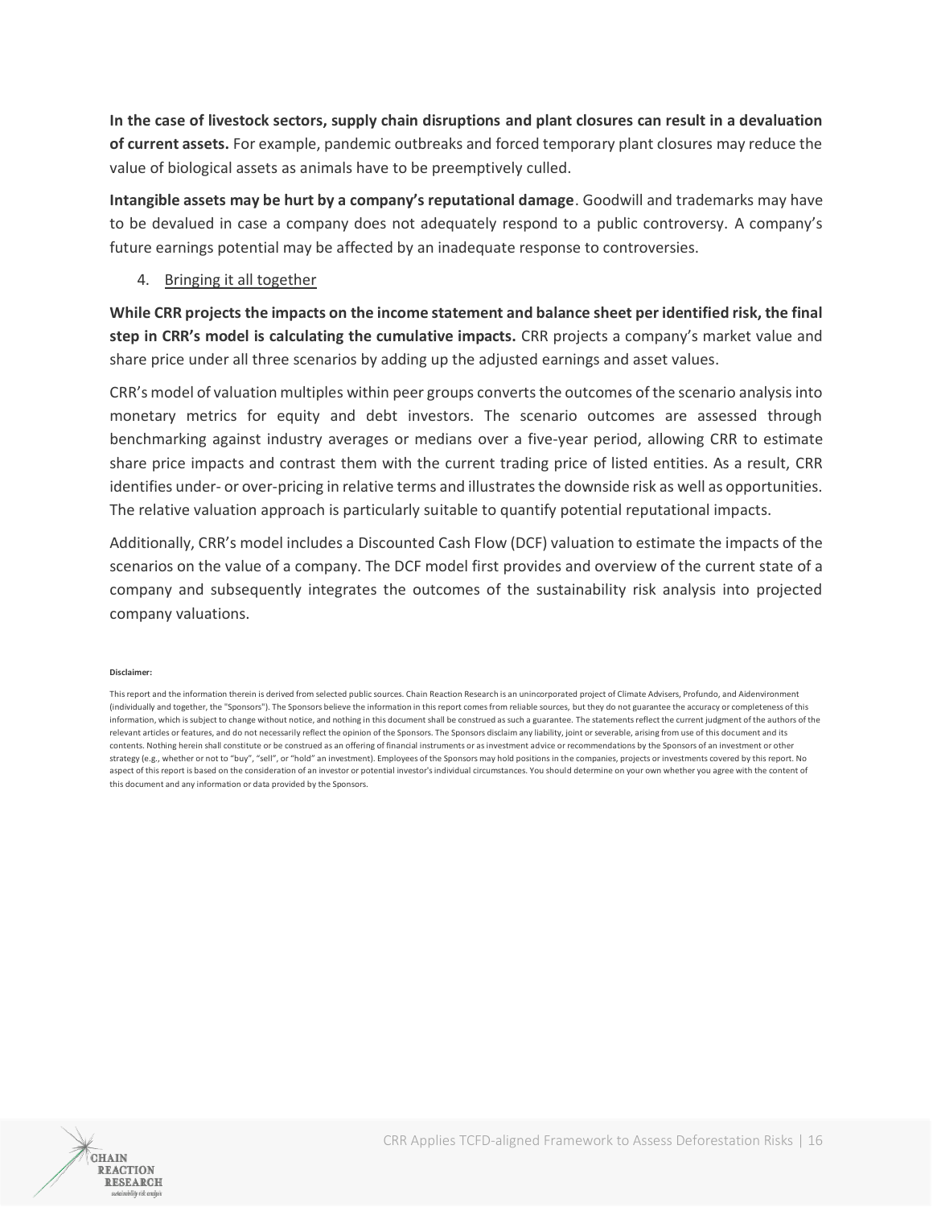**In the case of livestock sectors, supply chain disruptions and plant closures can result in a devaluation of current assets.** For example, pandemic outbreaks and forced temporary plant closures may reduce the value of biological assets as animals have to be preemptively culled.

**Intangible assets may be hurt by a company's reputational damage**. Goodwill and trademarks may have to be devalued in case a company does not adequately respond to a public controversy. A company's future earnings potential may be affected by an inadequate response to controversies.

4. Bringing it all together

**While CRR projects the impacts on the income statement and balance sheet per identified risk, the final step in CRR's model is calculating the cumulative impacts.** CRR projects a company's market value and share price under all three scenarios by adding up the adjusted earnings and asset values.

CRR's model of valuation multiples within peer groups converts the outcomes of the scenario analysis into monetary metrics for equity and debt investors. The scenario outcomes are assessed through benchmarking against industry averages or medians over a five-year period, allowing CRR to estimate share price impacts and contrast them with the current trading price of listed entities. As a result, CRR identifies under- or over-pricing in relative terms and illustrates the downside risk as well as opportunities. The relative valuation approach is particularly suitable to quantify potential reputational impacts.

Additionally, CRR's model includes a Discounted Cash Flow (DCF) valuation to estimate the impacts of the scenarios on the value of a company. The DCF model first provides and overview of the current state of a company and subsequently integrates the outcomes of the sustainability risk analysis into projected company valuations.

**Disclaimer:**

This report and the information therein is derived from selected public sources. Chain Reaction Research is an unincorporated project of Climate Advisers, Profundo, and Aidenvironment (individually and together, the "Sponsors"). The Sponsors believe the information in this report comes from reliable sources, but they do not guarantee the accuracy or completeness of this information, which is subject to change without notice, and nothing in this document shall be construed as such a guarantee. The statements reflect the current judgment of the authors of the relevant articles or features, and do not necessarily reflect the opinion of the Sponsors. The Sponsors disclaim any liability, joint or severable, arising from use of this document and its contents. Nothing herein shall constitute or be construed as an offering of financial instruments or as investment advice or recommendations by the Sponsors of an investment or other strategy (e.g., whether or not to "buy", "sell", or "hold" an investment). Employees of the Sponsors may hold positions in the companies, projects or investments covered by this report. No aspect of this report is based on the consideration of an investor or potential investor's individual circumstances. You should determine on your own whether you agree with the content of this document and any information or data provided by the Sponsors.